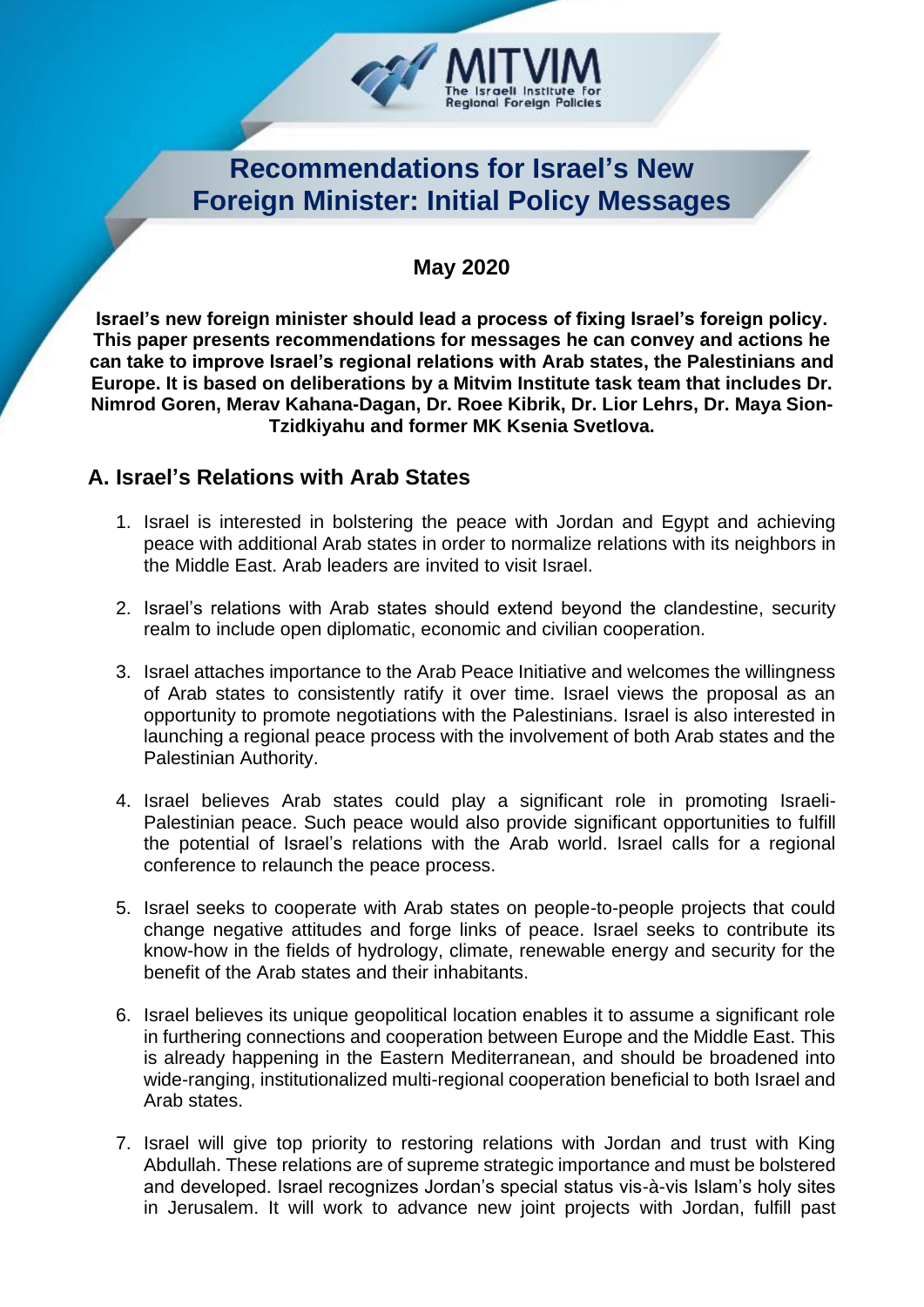MITVIM
The Israeli Institute for Regional Foreign Policies

# Recommendations for Israel's New Foreign Minister: Initial Policy Messages

**May 2020**

**Israel's new foreign minister should lead a process of fixing Israel's foreign policy. This paper presents recommendations for messages he can convey and actions he can take to improve Israel's regional relations with Arab states, the Palestinians and Europe. It is based on deliberations by a Mitvim Institute task team that includes Dr. Nimrod Goren, Merav Kahana-Dagan, Dr. Roee Kibrik, Dr. Lior Lehrs, Dr. Maya Sion-Tzidkiyahu and former MK Ksenia Svetlova.**

## A. Israel's Relations with Arab States

1. Israel is interested in bolstering the peace with Jordan and Egypt and achieving peace with additional Arab states in order to normalize relations with its neighbors in the Middle East. Arab leaders are invited to visit Israel.

2. Israel's relations with Arab states should extend beyond the clandestine, security realm to include open diplomatic, economic and civilian cooperation.

3. Israel attaches importance to the Arab Peace Initiative and welcomes the willingness of Arab states to consistently ratify it over time. Israel views the proposal as an opportunity to promote negotiations with the Palestinians. Israel is also interested in launching a regional peace process with the involvement of both Arab states and the Palestinian Authority.

4. Israel believes Arab states could play a significant role in promoting Israeli-Palestinian peace. Such peace would also provide significant opportunities to fulfill the potential of Israel's relations with the Arab world. Israel calls for a regional conference to relaunch the peace process.

5. Israel seeks to cooperate with Arab states on people-to-people projects that could change negative attitudes and forge links of peace. Israel seeks to contribute its know-how in the fields of hydrology, climate, renewable energy and security for the benefit of the Arab states and their inhabitants.

6. Israel believes its unique geopolitical location enables it to assume a significant role in furthering connections and cooperation between Europe and the Middle East. This is already happening in the Eastern Mediterranean, and should be broadened into wide-ranging, institutionalized multi-regional cooperation beneficial to both Israel and Arab states.

7. Israel will give top priority to restoring relations with Jordan and trust with King Abdullah. These relations are of supreme strategic importance and must be bolstered and developed. Israel recognizes Jordan's special status vis-à-vis Islam's holy sites in Jerusalem. It will work to advance new joint projects with Jordan, fulfill past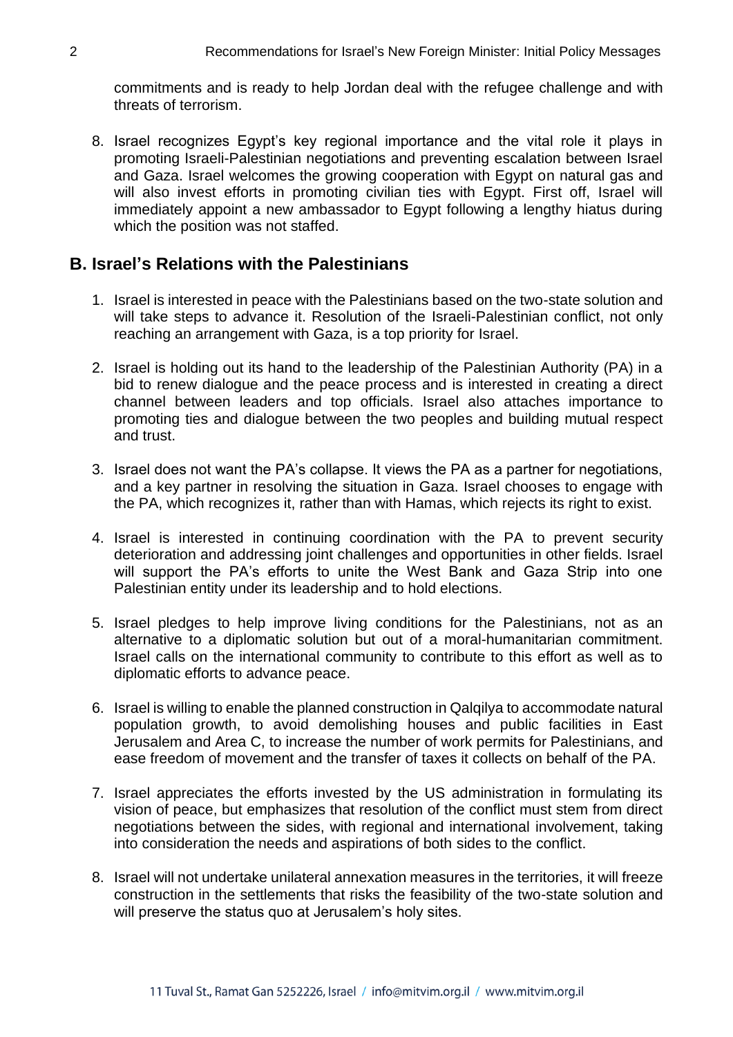commitments and is ready to help Jordan deal with the refugee challenge and with threats of terrorism.

8. Israel recognizes Egypt's key regional importance and the vital role it plays in promoting Israeli-Palestinian negotiations and preventing escalation between Israel and Gaza. Israel welcomes the growing cooperation with Egypt on natural gas and will also invest efforts in promoting civilian ties with Egypt. First off, Israel will immediately appoint a new ambassador to Egypt following a lengthy hiatus during which the position was not staffed.

## B. Israel's Relations with the Palestinians

1. Israel is interested in peace with the Palestinians based on the two-state solution and will take steps to advance it. Resolution of the Israeli-Palestinian conflict, not only reaching an arrangement with Gaza, is a top priority for Israel.

2. Israel is holding out its hand to the leadership of the Palestinian Authority (PA) in a bid to renew dialogue and the peace process and is interested in creating a direct channel between leaders and top officials. Israel also attaches importance to promoting ties and dialogue between the two peoples and building mutual respect and trust.

3. Israel does not want the PA's collapse. It views the PA as a partner for negotiations, and a key partner in resolving the situation in Gaza. Israel chooses to engage with the PA, which recognizes it, rather than with Hamas, which rejects its right to exist.

4. Israel is interested in continuing coordination with the PA to prevent security deterioration and addressing joint challenges and opportunities in other fields. Israel will support the PA's efforts to unite the West Bank and Gaza Strip into one Palestinian entity under its leadership and to hold elections.

5. Israel pledges to help improve living conditions for the Palestinians, not as an alternative to a diplomatic solution but out of a moral-humanitarian commitment. Israel calls on the international community to contribute to this effort as well as to diplomatic efforts to advance peace.

6. Israel is willing to enable the planned construction in Qalqilya to accommodate natural population growth, to avoid demolishing houses and public facilities in East Jerusalem and Area C, to increase the number of work permits for Palestinians, and ease freedom of movement and the transfer of taxes it collects on behalf of the PA.

7. Israel appreciates the efforts invested by the US administration in formulating its vision of peace, but emphasizes that resolution of the conflict must stem from direct negotiations between the sides, with regional and international involvement, taking into consideration the needs and aspirations of both sides to the conflict.

8. Israel will not undertake unilateral annexation measures in the territories, it will freeze construction in the settlements that risks the feasibility of the two-state solution and will preserve the status quo at Jerusalem's holy sites.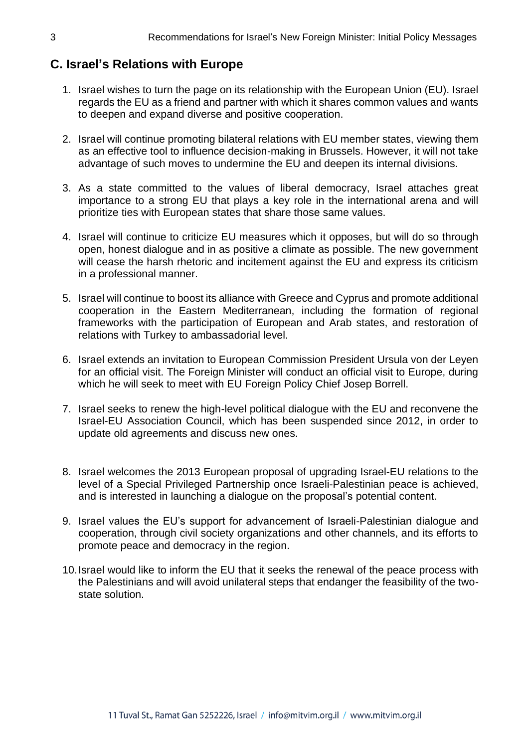## C. Israel's Relations with Europe

1. Israel wishes to turn the page on its relationship with the European Union (EU). Israel regards the EU as a friend and partner with which it shares common values and wants to deepen and expand diverse and positive cooperation.

2. Israel will continue promoting bilateral relations with EU member states, viewing them as an effective tool to influence decision-making in Brussels. However, it will not take advantage of such moves to undermine the EU and deepen its internal divisions.

3. As a state committed to the values of liberal democracy, Israel attaches great importance to a strong EU that plays a key role in the international arena and will prioritize ties with European states that share those same values.

4. Israel will continue to criticize EU measures which it opposes, but will do so through open, honest dialogue and in as positive a climate as possible. The new government will cease the harsh rhetoric and incitement against the EU and express its criticism in a professional manner.

5. Israel will continue to boost its alliance with Greece and Cyprus and promote additional cooperation in the Eastern Mediterranean, including the formation of regional frameworks with the participation of European and Arab states, and restoration of relations with Turkey to ambassadorial level.

6. Israel extends an invitation to European Commission President Ursula von der Leyen for an official visit. The Foreign Minister will conduct an official visit to Europe, during which he will seek to meet with EU Foreign Policy Chief Josep Borrell.

7. Israel seeks to renew the high-level political dialogue with the EU and reconvene the Israel-EU Association Council, which has been suspended since 2012, in order to update old agreements and discuss new ones.

8. Israel welcomes the 2013 European proposal of upgrading Israel-EU relations to the level of a Special Privileged Partnership once Israeli-Palestinian peace is achieved, and is interested in launching a dialogue on the proposal's potential content.

9. Israel values the EU's support for advancement of Israeli-Palestinian dialogue and cooperation, through civil society organizations and other channels, and its efforts to promote peace and democracy in the region.

10. Israel would like to inform the EU that it seeks the renewal of the peace process with the Palestinians and will avoid unilateral steps that endanger the feasibility of the two-state solution.